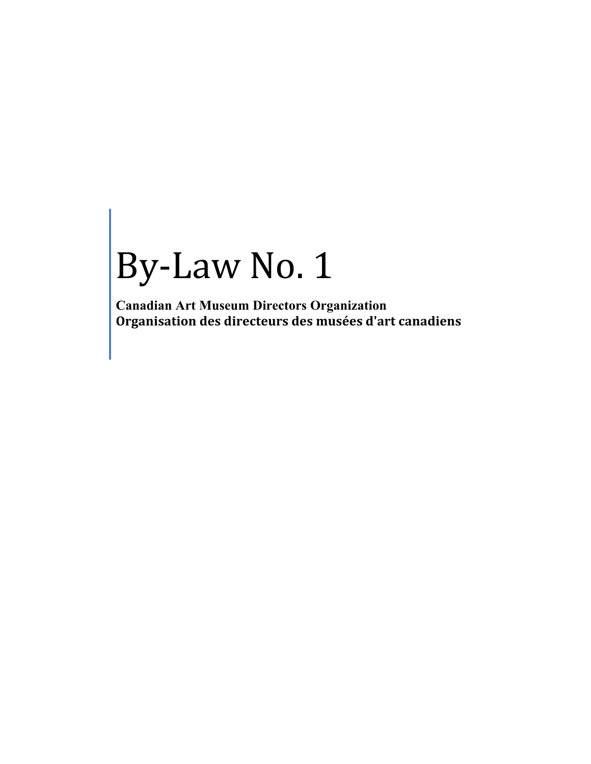# By-Law No. 1

**Canadian Art Museum Directors Organization**
**Organisation des directeurs des musées d'art canadiens**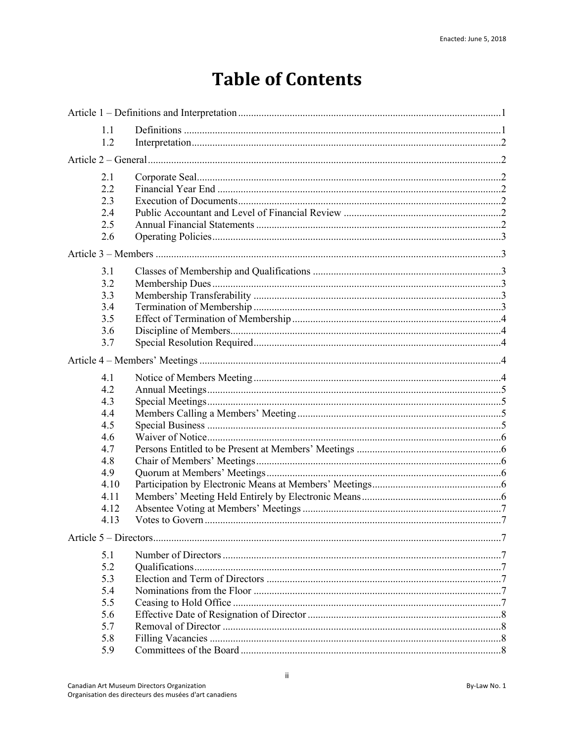# Table of Contents

Article 1 – Definitions and Interpretation ....................................................................................................1

| | | |
|---|---|---|
| 1.1 | Definitions | 1 |
| 1.2 | Interpretation | 2 |

Article 2 – General ........................................................................................................................................2

| | | |
|---|---|---|
| 2.1 | Corporate Seal | 2 |
| 2.2 | Financial Year End | 2 |
| 2.3 | Execution of Documents | 2 |
| 2.4 | Public Accountant and Level of Financial Review | 2 |
| 2.5 | Annual Financial Statements | 2 |
| 2.6 | Operating Policies | 3 |

Article 3 – Members .....................................................................................................................................3

| | | |
|---|---|---|
| 3.1 | Classes of Membership and Qualifications | 3 |
| 3.2 | Membership Dues | 3 |
| 3.3 | Membership Transferability | 3 |
| 3.4 | Termination of Membership | 3 |
| 3.5 | Effect of Termination of Membership | 4 |
| 3.6 | Discipline of Members | 4 |
| 3.7 | Special Resolution Required | 4 |

Article 4 – Members' Meetings ....................................................................................................................4

| | | |
|---|---|---|
| 4.1 | Notice of Members Meeting | 4 |
| 4.2 | Annual Meetings | 5 |
| 4.3 | Special Meetings | 5 |
| 4.4 | Members Calling a Members' Meeting | 5 |
| 4.5 | Special Business | 5 |
| 4.6 | Waiver of Notice | 6 |
| 4.7 | Persons Entitled to be Present at Members' Meetings | 6 |
| 4.8 | Chair of Members' Meetings | 6 |
| 4.9 | Quorum at Members' Meetings | 6 |
| 4.10 | Participation by Electronic Means at Members' Meetings | 6 |
| 4.11 | Members' Meeting Held Entirely by Electronic Means | 6 |
| 4.12 | Absentee Voting at Members' Meetings | 7 |
| 4.13 | Votes to Govern | 7 |

Article 5 – Directors.....................................................................................................................................7

| | | |
|---|---|---|
| 5.1 | Number of Directors | 7 |
| 5.2 | Qualifications | 7 |
| 5.3 | Election and Term of Directors | 7 |
| 5.4 | Nominations from the Floor | 7 |
| 5.5 | Ceasing to Hold Office | 7 |
| 5.6 | Effective Date of Resignation of Director | 8 |
| 5.7 | Removal of Director | 8 |
| 5.8 | Filling Vacancies | 8 |
| 5.9 | Committees of the Board | 8 |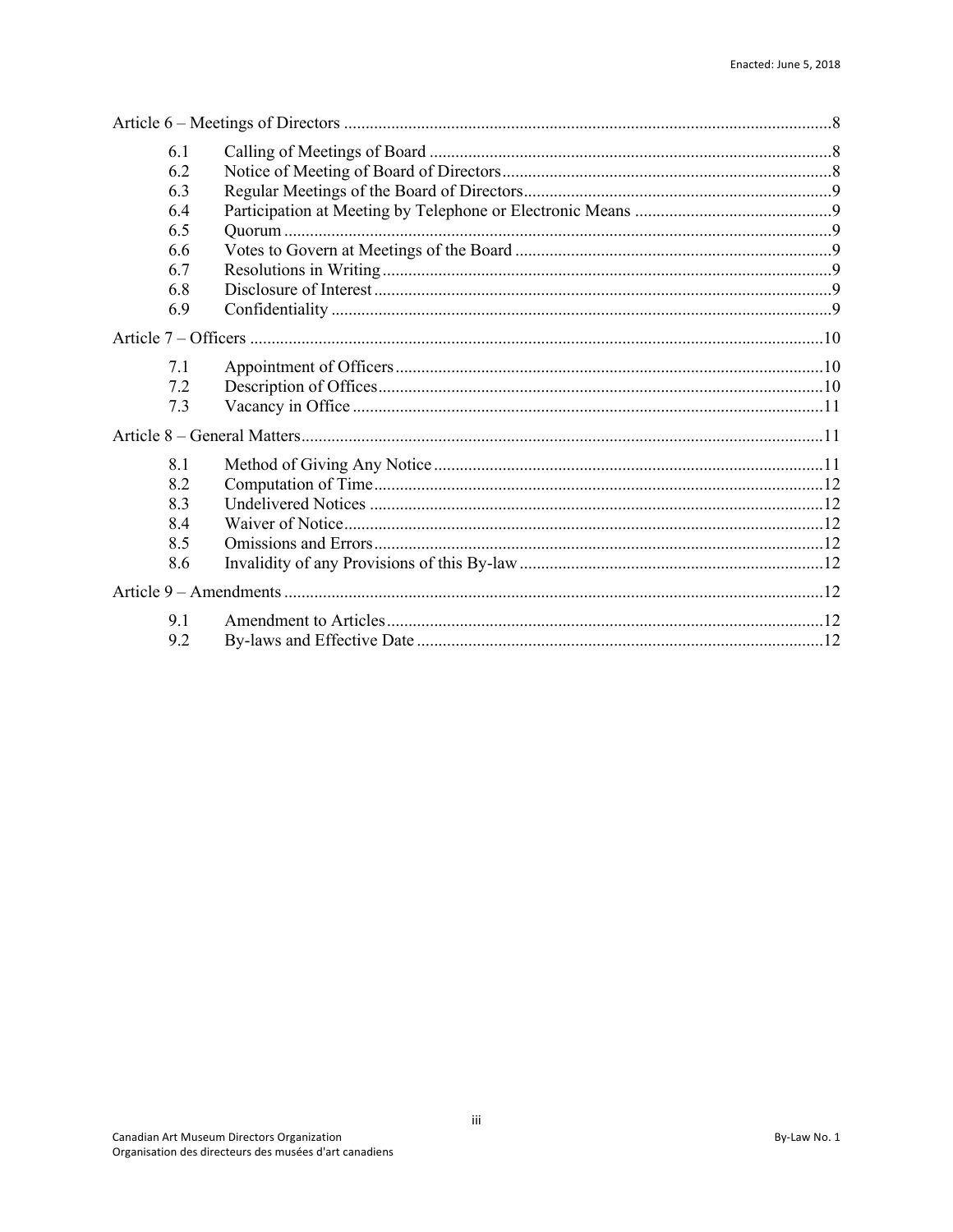Article 6 – Meetings of Directors ..... 8

- 6.1 Calling of Meetings of Board ..... 8
- 6.2 Notice of Meeting of Board of Directors ..... 8
- 6.3 Regular Meetings of the Board of Directors ..... 9
- 6.4 Participation at Meeting by Telephone or Electronic Means ..... 9
- 6.5 Quorum ..... 9
- 6.6 Votes to Govern at Meetings of the Board ..... 9
- 6.7 Resolutions in Writing ..... 9
- 6.8 Disclosure of Interest ..... 9
- 6.9 Confidentiality ..... 9

Article 7 – Officers ..... 10

- 7.1 Appointment of Officers ..... 10
- 7.2 Description of Offices ..... 10
- 7.3 Vacancy in Office ..... 11

Article 8 – General Matters ..... 11

- 8.1 Method of Giving Any Notice ..... 11
- 8.2 Computation of Time ..... 12
- 8.3 Undelivered Notices ..... 12
- 8.4 Waiver of Notice ..... 12
- 8.5 Omissions and Errors ..... 12
- 8.6 Invalidity of any Provisions of this By-law ..... 12

Article 9 – Amendments ..... 12

- 9.1 Amendment to Articles ..... 12
- 9.2 By-laws and Effective Date ..... 12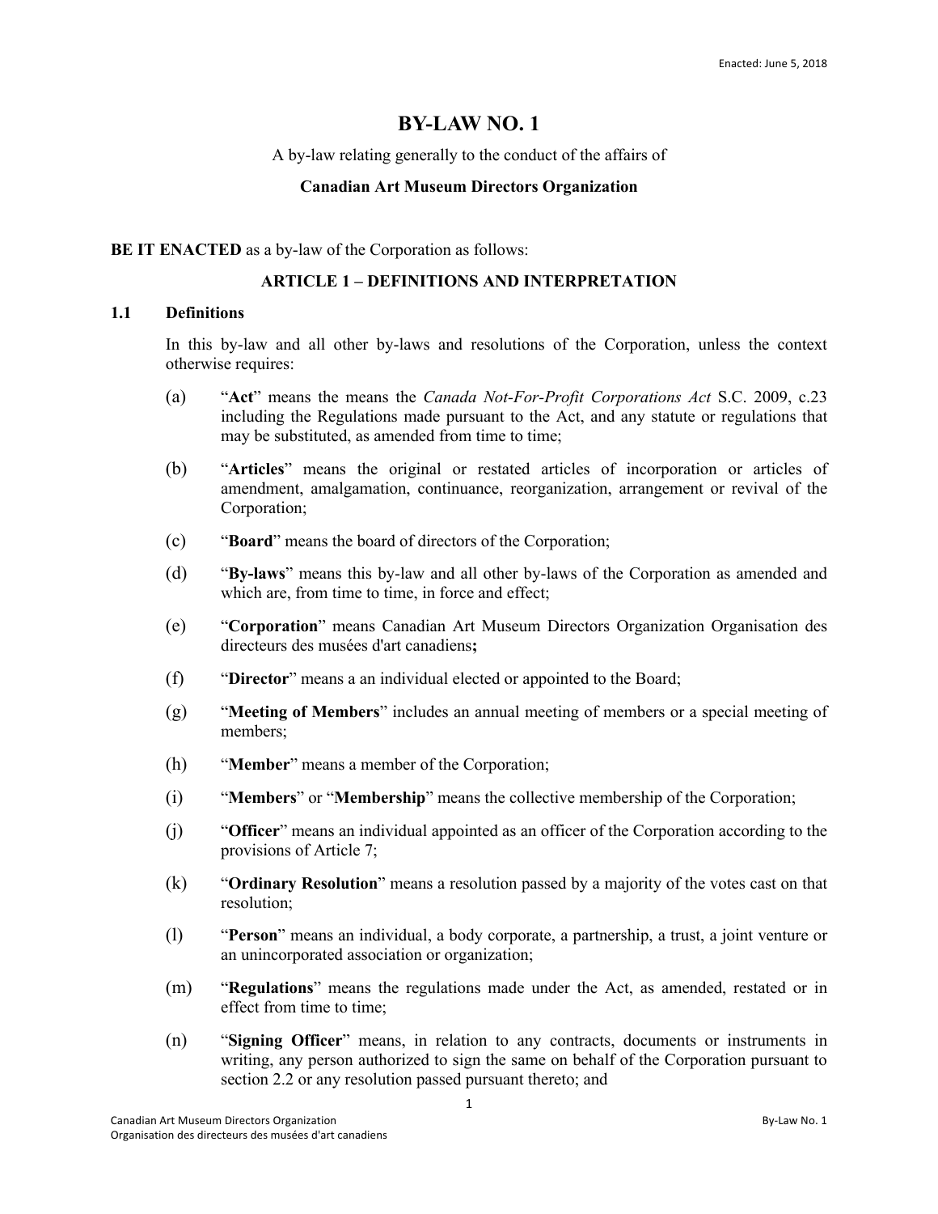Enacted: June 5, 2018

# BY-LAW NO. 1

A by-law relating generally to the conduct of the affairs of

**Canadian Art Museum Directors Organization**

**BE IT ENACTED** as a by-law of the Corporation as follows:

## ARTICLE 1 – DEFINITIONS AND INTERPRETATION

### 1.1 Definitions

In this by-law and all other by-laws and resolutions of the Corporation, unless the context otherwise requires:

(a) "**Act**" means the means the *Canada Not-For-Profit Corporations Act* S.C. 2009, c.23 including the Regulations made pursuant to the Act, and any statute or regulations that may be substituted, as amended from time to time;

(b) "**Articles**" means the original or restated articles of incorporation or articles of amendment, amalgamation, continuance, reorganization, arrangement or revival of the Corporation;

(c) "**Board**" means the board of directors of the Corporation;

(d) "**By-laws**" means this by-law and all other by-laws of the Corporation as amended and which are, from time to time, in force and effect;

(e) "**Corporation**" means Canadian Art Museum Directors Organization Organisation des directeurs des musées d'art canadiens**;**

(f) "**Director**" means a an individual elected or appointed to the Board;

(g) "**Meeting of Members**" includes an annual meeting of members or a special meeting of members;

(h) "**Member**" means a member of the Corporation;

(i) "**Members**" or "**Membership**" means the collective membership of the Corporation;

(j) "**Officer**" means an individual appointed as an officer of the Corporation according to the provisions of Article 7;

(k) "**Ordinary Resolution**" means a resolution passed by a majority of the votes cast on that resolution;

(l) "**Person**" means an individual, a body corporate, a partnership, a trust, a joint venture or an unincorporated association or organization;

(m) "**Regulations**" means the regulations made under the Act, as amended, restated or in effect from time to time;

(n) "**Signing Officer**" means, in relation to any contracts, documents or instruments in writing, any person authorized to sign the same on behalf of the Corporation pursuant to section 2.2 or any resolution passed pursuant thereto; and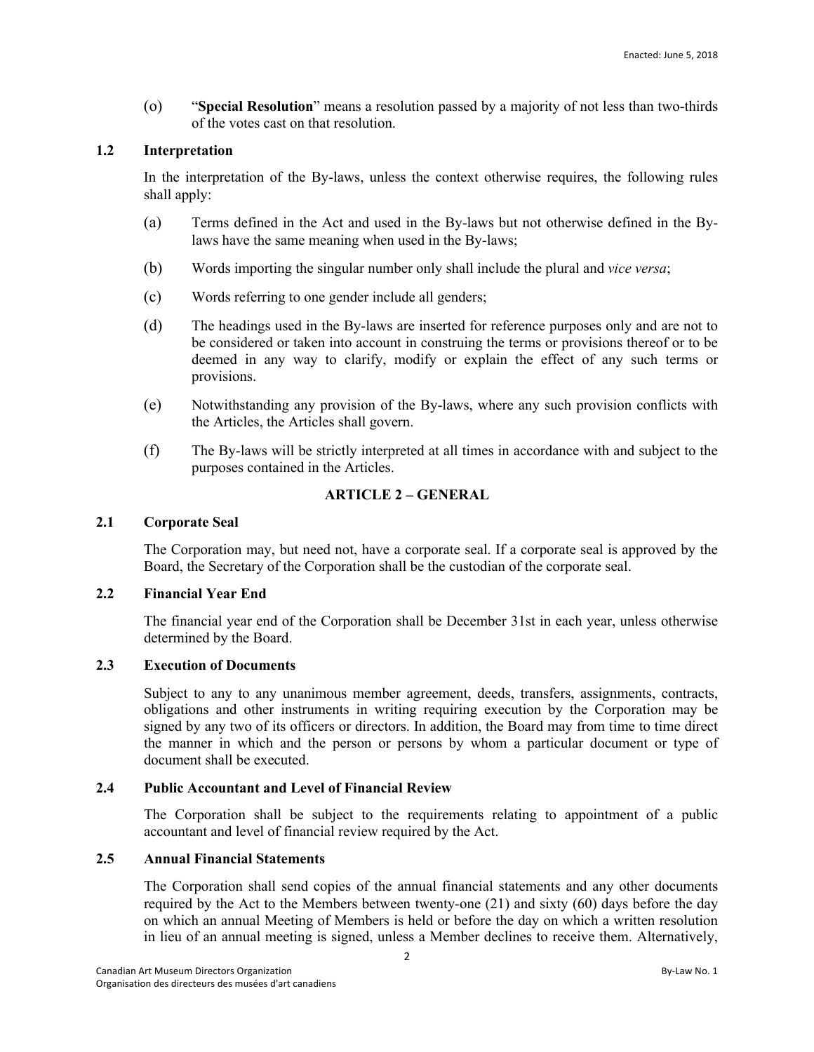(o) "**Special Resolution**" means a resolution passed by a majority of not less than two-thirds of the votes cast on that resolution.

### 1.2 Interpretation

In the interpretation of the By-laws, unless the context otherwise requires, the following rules shall apply:

(a) Terms defined in the Act and used in the By-laws but not otherwise defined in the By-laws have the same meaning when used in the By-laws;

(b) Words importing the singular number only shall include the plural and *vice versa*;

(c) Words referring to one gender include all genders;

(d) The headings used in the By-laws are inserted for reference purposes only and are not to be considered or taken into account in construing the terms or provisions thereof or to be deemed in any way to clarify, modify or explain the effect of any such terms or provisions.

(e) Notwithstanding any provision of the By-laws, where any such provision conflicts with the Articles, the Articles shall govern.

(f) The By-laws will be strictly interpreted at all times in accordance with and subject to the purposes contained in the Articles.

## ARTICLE 2 – GENERAL

### 2.1 Corporate Seal

The Corporation may, but need not, have a corporate seal. If a corporate seal is approved by the Board, the Secretary of the Corporation shall be the custodian of the corporate seal.

### 2.2 Financial Year End

The financial year end of the Corporation shall be December 31st in each year, unless otherwise determined by the Board.

### 2.3 Execution of Documents

Subject to any to any unanimous member agreement, deeds, transfers, assignments, contracts, obligations and other instruments in writing requiring execution by the Corporation may be signed by any two of its officers or directors. In addition, the Board may from time to time direct the manner in which and the person or persons by whom a particular document or type of document shall be executed.

### 2.4 Public Accountant and Level of Financial Review

The Corporation shall be subject to the requirements relating to appointment of a public accountant and level of financial review required by the Act.

### 2.5 Annual Financial Statements

The Corporation shall send copies of the annual financial statements and any other documents required by the Act to the Members between twenty-one (21) and sixty (60) days before the day on which an annual Meeting of Members is held or before the day on which a written resolution in lieu of an annual meeting is signed, unless a Member declines to receive them. Alternatively,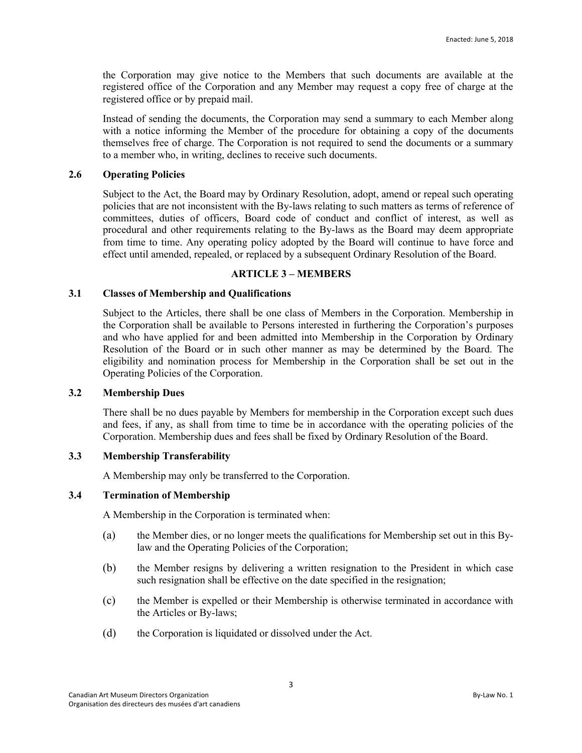the Corporation may give notice to the Members that such documents are available at the registered office of the Corporation and any Member may request a copy free of charge at the registered office or by prepaid mail.

Instead of sending the documents, the Corporation may send a summary to each Member along with a notice informing the Member of the procedure for obtaining a copy of the documents themselves free of charge. The Corporation is not required to send the documents or a summary to a member who, in writing, declines to receive such documents.

### 2.6 Operating Policies

Subject to the Act, the Board may by Ordinary Resolution, adopt, amend or repeal such operating policies that are not inconsistent with the By-laws relating to such matters as terms of reference of committees, duties of officers, Board code of conduct and conflict of interest, as well as procedural and other requirements relating to the By-laws as the Board may deem appropriate from time to time. Any operating policy adopted by the Board will continue to have force and effect until amended, repealed, or replaced by a subsequent Ordinary Resolution of the Board.

## ARTICLE 3 – MEMBERS

### 3.1 Classes of Membership and Qualifications

Subject to the Articles, there shall be one class of Members in the Corporation. Membership in the Corporation shall be available to Persons interested in furthering the Corporation's purposes and who have applied for and been admitted into Membership in the Corporation by Ordinary Resolution of the Board or in such other manner as may be determined by the Board. The eligibility and nomination process for Membership in the Corporation shall be set out in the Operating Policies of the Corporation.

### 3.2 Membership Dues

There shall be no dues payable by Members for membership in the Corporation except such dues and fees, if any, as shall from time to time be in accordance with the operating policies of the Corporation. Membership dues and fees shall be fixed by Ordinary Resolution of the Board.

### 3.3 Membership Transferability

A Membership may only be transferred to the Corporation.

### 3.4 Termination of Membership

A Membership in the Corporation is terminated when:

(a) the Member dies, or no longer meets the qualifications for Membership set out in this By-law and the Operating Policies of the Corporation;

(b) the Member resigns by delivering a written resignation to the President in which case such resignation shall be effective on the date specified in the resignation;

(c) the Member is expelled or their Membership is otherwise terminated in accordance with the Articles or By-laws;

(d) the Corporation is liquidated or dissolved under the Act.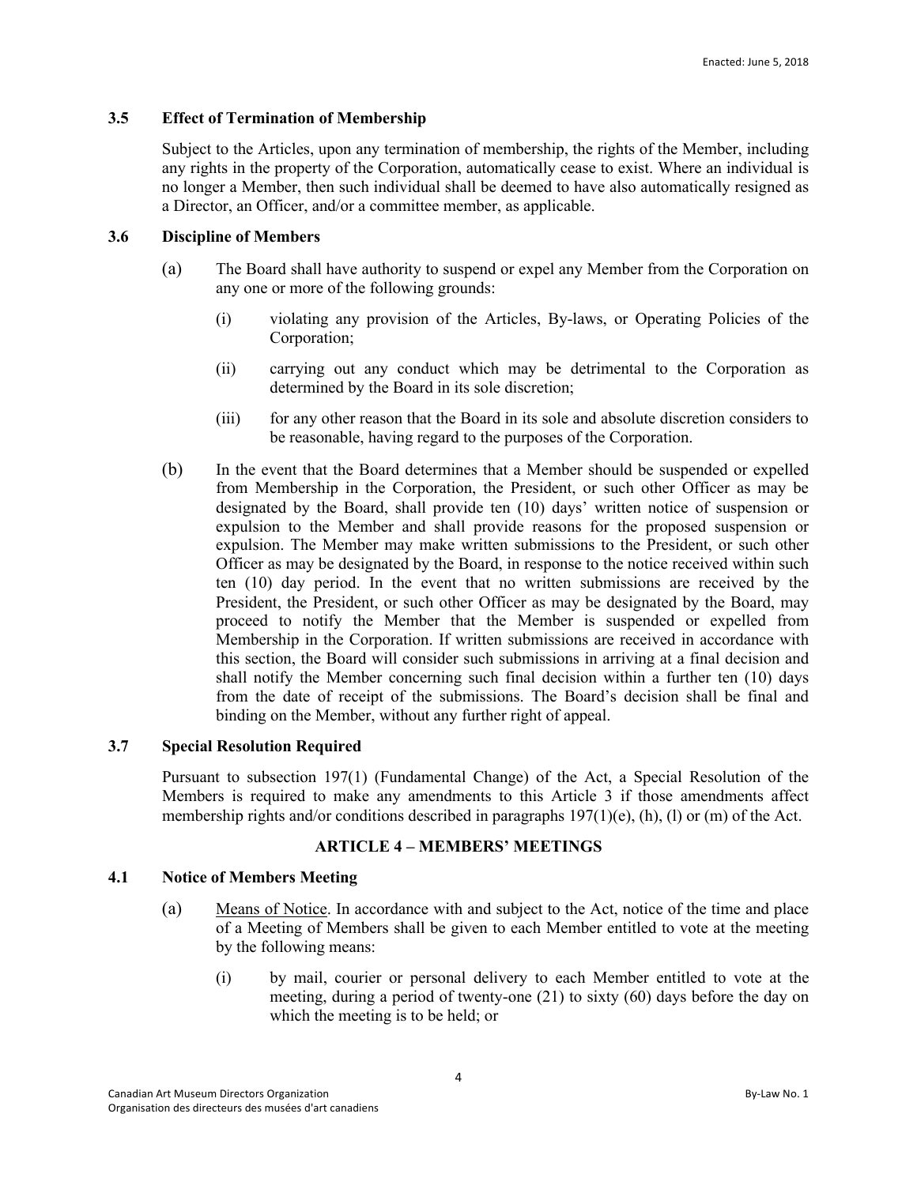### 3.5 Effect of Termination of Membership

Subject to the Articles, upon any termination of membership, the rights of the Member, including any rights in the property of the Corporation, automatically cease to exist. Where an individual is no longer a Member, then such individual shall be deemed to have also automatically resigned as a Director, an Officer, and/or a committee member, as applicable.

### 3.6 Discipline of Members

(a) The Board shall have authority to suspend or expel any Member from the Corporation on any one or more of the following grounds:

(i) violating any provision of the Articles, By-laws, or Operating Policies of the Corporation;

(ii) carrying out any conduct which may be detrimental to the Corporation as determined by the Board in its sole discretion;

(iii) for any other reason that the Board in its sole and absolute discretion considers to be reasonable, having regard to the purposes of the Corporation.

(b) In the event that the Board determines that a Member should be suspended or expelled from Membership in the Corporation, the President, or such other Officer as may be designated by the Board, shall provide ten (10) days' written notice of suspension or expulsion to the Member and shall provide reasons for the proposed suspension or expulsion. The Member may make written submissions to the President, or such other Officer as may be designated by the Board, in response to the notice received within such ten (10) day period. In the event that no written submissions are received by the President, the President, or such other Officer as may be designated by the Board, may proceed to notify the Member that the Member is suspended or expelled from Membership in the Corporation. If written submissions are received in accordance with this section, the Board will consider such submissions in arriving at a final decision and shall notify the Member concerning such final decision within a further ten (10) days from the date of receipt of the submissions. The Board's decision shall be final and binding on the Member, without any further right of appeal.

### 3.7 Special Resolution Required

Pursuant to subsection 197(1) (Fundamental Change) of the Act, a Special Resolution of the Members is required to make any amendments to this Article 3 if those amendments affect membership rights and/or conditions described in paragraphs 197(1)(e), (h), (l) or (m) of the Act.

## ARTICLE 4 – MEMBERS' MEETINGS

### 4.1 Notice of Members Meeting

(a) Means of Notice. In accordance with and subject to the Act, notice of the time and place of a Meeting of Members shall be given to each Member entitled to vote at the meeting by the following means:

(i) by mail, courier or personal delivery to each Member entitled to vote at the meeting, during a period of twenty-one (21) to sixty (60) days before the day on which the meeting is to be held; or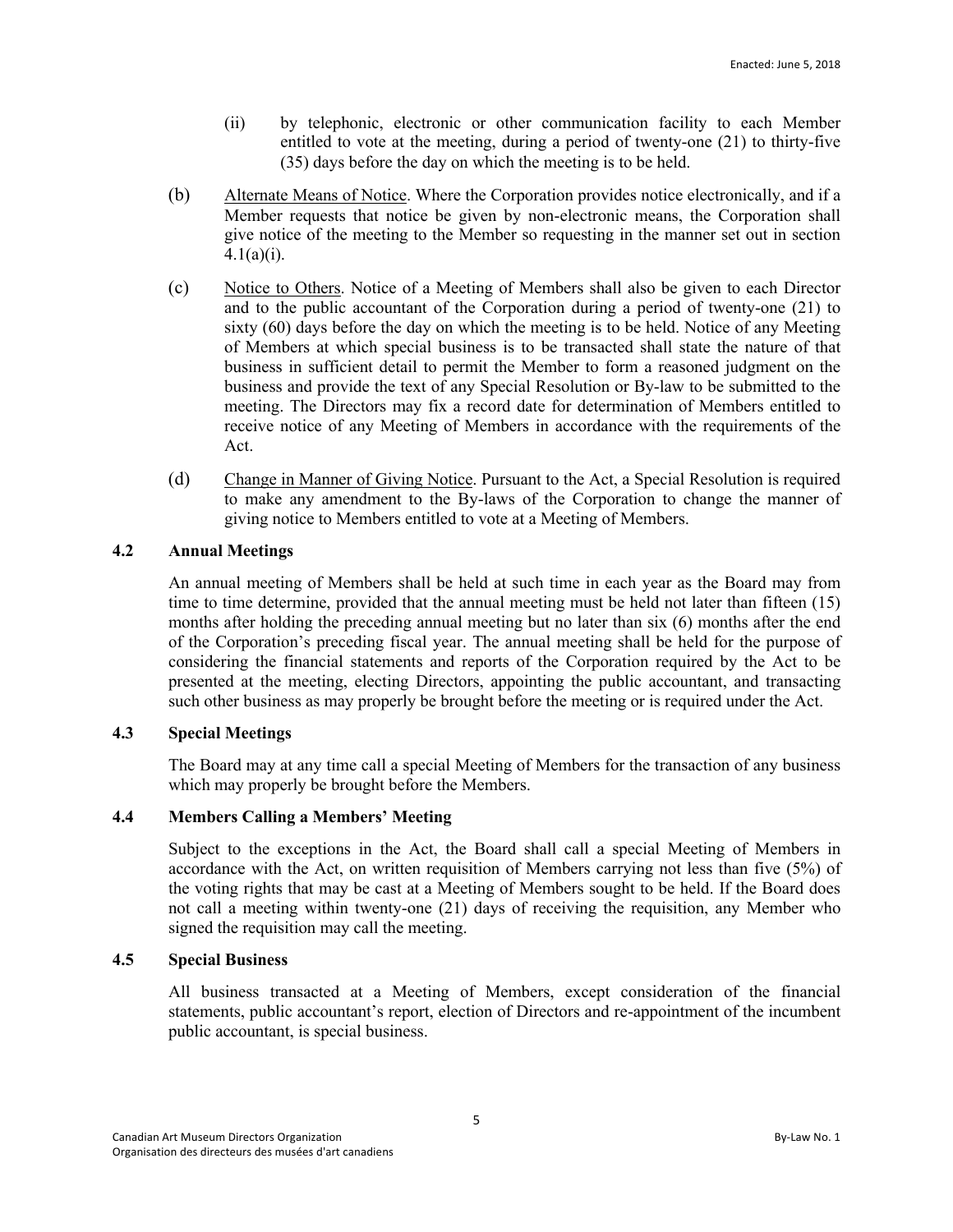(ii) by telephonic, electronic or other communication facility to each Member entitled to vote at the meeting, during a period of twenty-one (21) to thirty-five (35) days before the day on which the meeting is to be held.

(b) Alternate Means of Notice. Where the Corporation provides notice electronically, and if a Member requests that notice be given by non-electronic means, the Corporation shall give notice of the meeting to the Member so requesting in the manner set out in section 4.1(a)(i).

(c) Notice to Others. Notice of a Meeting of Members shall also be given to each Director and to the public accountant of the Corporation during a period of twenty-one (21) to sixty (60) days before the day on which the meeting is to be held. Notice of any Meeting of Members at which special business is to be transacted shall state the nature of that business in sufficient detail to permit the Member to form a reasoned judgment on the business and provide the text of any Special Resolution or By-law to be submitted to the meeting. The Directors may fix a record date for determination of Members entitled to receive notice of any Meeting of Members in accordance with the requirements of the Act.

(d) Change in Manner of Giving Notice. Pursuant to the Act, a Special Resolution is required to make any amendment to the By-laws of the Corporation to change the manner of giving notice to Members entitled to vote at a Meeting of Members.

### 4.2 Annual Meetings

An annual meeting of Members shall be held at such time in each year as the Board may from time to time determine, provided that the annual meeting must be held not later than fifteen (15) months after holding the preceding annual meeting but no later than six (6) months after the end of the Corporation's preceding fiscal year. The annual meeting shall be held for the purpose of considering the financial statements and reports of the Corporation required by the Act to be presented at the meeting, electing Directors, appointing the public accountant, and transacting such other business as may properly be brought before the meeting or is required under the Act.

### 4.3 Special Meetings

The Board may at any time call a special Meeting of Members for the transaction of any business which may properly be brought before the Members.

### 4.4 Members Calling a Members' Meeting

Subject to the exceptions in the Act, the Board shall call a special Meeting of Members in accordance with the Act, on written requisition of Members carrying not less than five (5%) of the voting rights that may be cast at a Meeting of Members sought to be held. If the Board does not call a meeting within twenty-one (21) days of receiving the requisition, any Member who signed the requisition may call the meeting.

### 4.5 Special Business

All business transacted at a Meeting of Members, except consideration of the financial statements, public accountant's report, election of Directors and re-appointment of the incumbent public accountant, is special business.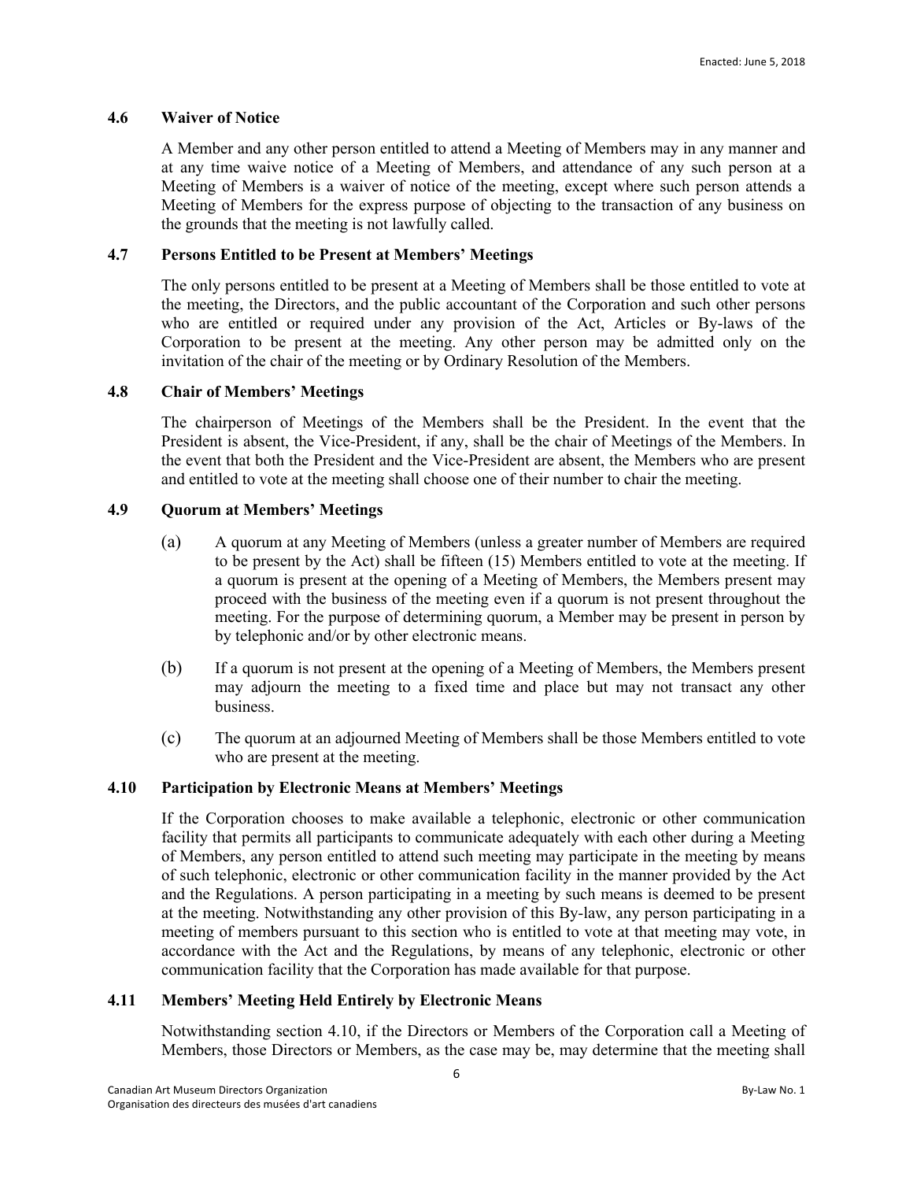### 4.6 Waiver of Notice

A Member and any other person entitled to attend a Meeting of Members may in any manner and at any time waive notice of a Meeting of Members, and attendance of any such person at a Meeting of Members is a waiver of notice of the meeting, except where such person attends a Meeting of Members for the express purpose of objecting to the transaction of any business on the grounds that the meeting is not lawfully called.

### 4.7 Persons Entitled to be Present at Members' Meetings

The only persons entitled to be present at a Meeting of Members shall be those entitled to vote at the meeting, the Directors, and the public accountant of the Corporation and such other persons who are entitled or required under any provision of the Act, Articles or By-laws of the Corporation to be present at the meeting. Any other person may be admitted only on the invitation of the chair of the meeting or by Ordinary Resolution of the Members.

### 4.8 Chair of Members' Meetings

The chairperson of Meetings of the Members shall be the President. In the event that the President is absent, the Vice-President, if any, shall be the chair of Meetings of the Members. In the event that both the President and the Vice-President are absent, the Members who are present and entitled to vote at the meeting shall choose one of their number to chair the meeting.

### 4.9 Quorum at Members' Meetings

(a) A quorum at any Meeting of Members (unless a greater number of Members are required to be present by the Act) shall be fifteen (15) Members entitled to vote at the meeting. If a quorum is present at the opening of a Meeting of Members, the Members present may proceed with the business of the meeting even if a quorum is not present throughout the meeting. For the purpose of determining quorum, a Member may be present in person by by telephonic and/or by other electronic means.

(b) If a quorum is not present at the opening of a Meeting of Members, the Members present may adjourn the meeting to a fixed time and place but may not transact any other business.

(c) The quorum at an adjourned Meeting of Members shall be those Members entitled to vote who are present at the meeting.

### 4.10 Participation by Electronic Means at Members' Meetings

If the Corporation chooses to make available a telephonic, electronic or other communication facility that permits all participants to communicate adequately with each other during a Meeting of Members, any person entitled to attend such meeting may participate in the meeting by means of such telephonic, electronic or other communication facility in the manner provided by the Act and the Regulations. A person participating in a meeting by such means is deemed to be present at the meeting. Notwithstanding any other provision of this By-law, any person participating in a meeting of members pursuant to this section who is entitled to vote at that meeting may vote, in accordance with the Act and the Regulations, by means of any telephonic, electronic or other communication facility that the Corporation has made available for that purpose.

### 4.11 Members' Meeting Held Entirely by Electronic Means

Notwithstanding section 4.10, if the Directors or Members of the Corporation call a Meeting of Members, those Directors or Members, as the case may be, may determine that the meeting shall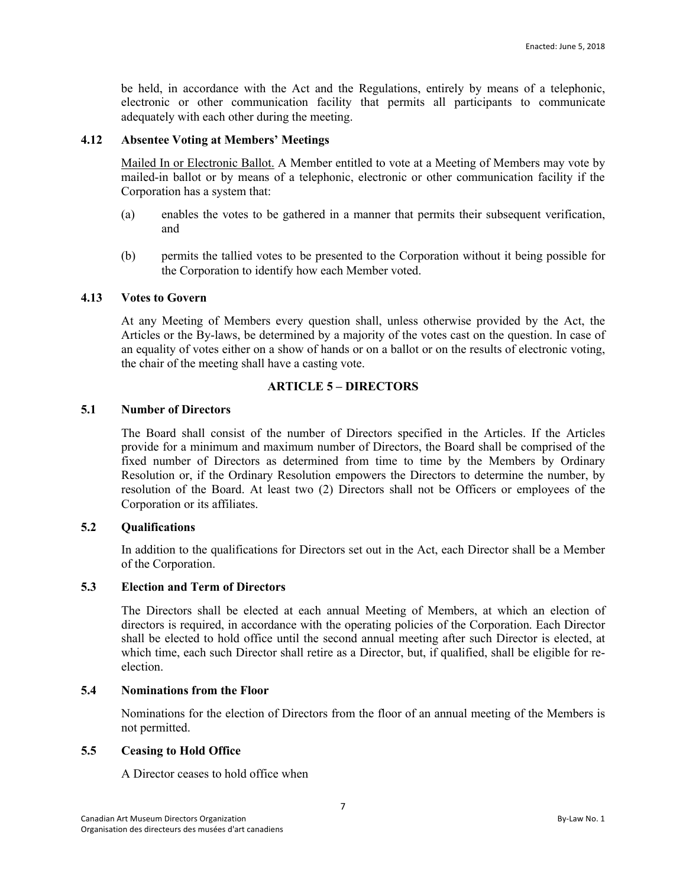be held, in accordance with the Act and the Regulations, entirely by means of a telephonic, electronic or other communication facility that permits all participants to communicate adequately with each other during the meeting.

### 4.12 Absentee Voting at Members' Meetings

Mailed In or Electronic Ballot. A Member entitled to vote at a Meeting of Members may vote by mailed-in ballot or by means of a telephonic, electronic or other communication facility if the Corporation has a system that:

(a) enables the votes to be gathered in a manner that permits their subsequent verification, and

(b) permits the tallied votes to be presented to the Corporation without it being possible for the Corporation to identify how each Member voted.

### 4.13 Votes to Govern

At any Meeting of Members every question shall, unless otherwise provided by the Act, the Articles or the By-laws, be determined by a majority of the votes cast on the question. In case of an equality of votes either on a show of hands or on a ballot or on the results of electronic voting, the chair of the meeting shall have a casting vote.

## ARTICLE 5 – DIRECTORS

### 5.1 Number of Directors

The Board shall consist of the number of Directors specified in the Articles. If the Articles provide for a minimum and maximum number of Directors, the Board shall be comprised of the fixed number of Directors as determined from time to time by the Members by Ordinary Resolution or, if the Ordinary Resolution empowers the Directors to determine the number, by resolution of the Board. At least two (2) Directors shall not be Officers or employees of the Corporation or its affiliates.

### 5.2 Qualifications

In addition to the qualifications for Directors set out in the Act, each Director shall be a Member of the Corporation.

### 5.3 Election and Term of Directors

The Directors shall be elected at each annual Meeting of Members, at which an election of directors is required, in accordance with the operating policies of the Corporation. Each Director shall be elected to hold office until the second annual meeting after such Director is elected, at which time, each such Director shall retire as a Director, but, if qualified, shall be eligible for re-election.

### 5.4 Nominations from the Floor

Nominations for the election of Directors from the floor of an annual meeting of the Members is not permitted.

### 5.5 Ceasing to Hold Office

A Director ceases to hold office when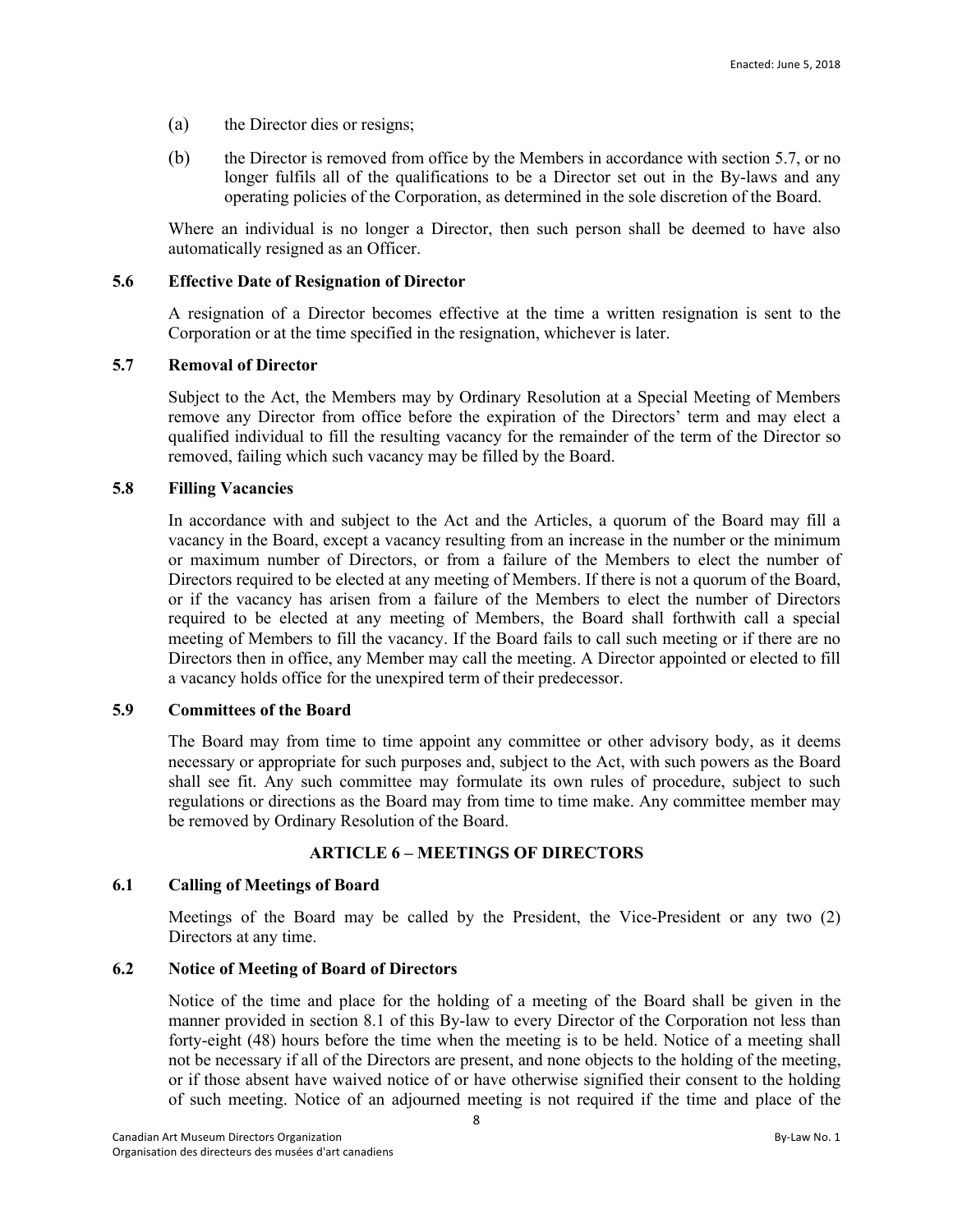(a) the Director dies or resigns;

(b) the Director is removed from office by the Members in accordance with section 5.7, or no longer fulfils all of the qualifications to be a Director set out in the By-laws and any operating policies of the Corporation, as determined in the sole discretion of the Board.

Where an individual is no longer a Director, then such person shall be deemed to have also automatically resigned as an Officer.

**5.6 Effective Date of Resignation of Director**

A resignation of a Director becomes effective at the time a written resignation is sent to the Corporation or at the time specified in the resignation, whichever is later.

**5.7 Removal of Director**

Subject to the Act, the Members may by Ordinary Resolution at a Special Meeting of Members remove any Director from office before the expiration of the Directors' term and may elect a qualified individual to fill the resulting vacancy for the remainder of the term of the Director so removed, failing which such vacancy may be filled by the Board.

**5.8 Filling Vacancies**

In accordance with and subject to the Act and the Articles, a quorum of the Board may fill a vacancy in the Board, except a vacancy resulting from an increase in the number or the minimum or maximum number of Directors, or from a failure of the Members to elect the number of Directors required to be elected at any meeting of Members. If there is not a quorum of the Board, or if the vacancy has arisen from a failure of the Members to elect the number of Directors required to be elected at any meeting of Members, the Board shall forthwith call a special meeting of Members to fill the vacancy. If the Board fails to call such meeting or if there are no Directors then in office, any Member may call the meeting. A Director appointed or elected to fill a vacancy holds office for the unexpired term of their predecessor.

**5.9 Committees of the Board**

The Board may from time to time appoint any committee or other advisory body, as it deems necessary or appropriate for such purposes and, subject to the Act, with such powers as the Board shall see fit. Any such committee may formulate its own rules of procedure, subject to such regulations or directions as the Board may from time to time make. Any committee member may be removed by Ordinary Resolution of the Board.

## ARTICLE 6 – MEETINGS OF DIRECTORS

**6.1 Calling of Meetings of Board**

Meetings of the Board may be called by the President, the Vice-President or any two (2) Directors at any time.

**6.2 Notice of Meeting of Board of Directors**

Notice of the time and place for the holding of a meeting of the Board shall be given in the manner provided in section 8.1 of this By-law to every Director of the Corporation not less than forty-eight (48) hours before the time when the meeting is to be held. Notice of a meeting shall not be necessary if all of the Directors are present, and none objects to the holding of the meeting, or if those absent have waived notice of or have otherwise signified their consent to the holding of such meeting. Notice of an adjourned meeting is not required if the time and place of the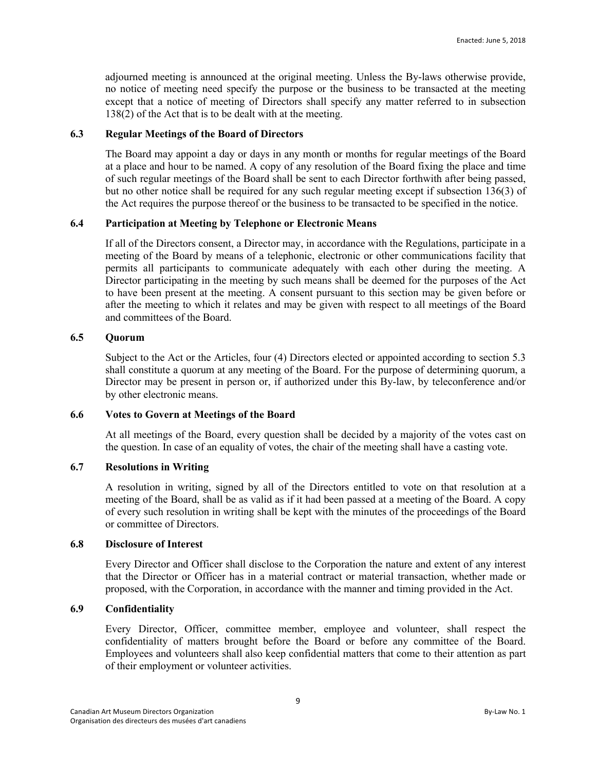adjourned meeting is announced at the original meeting. Unless the By-laws otherwise provide, no notice of meeting need specify the purpose or the business to be transacted at the meeting except that a notice of meeting of Directors shall specify any matter referred to in subsection 138(2) of the Act that is to be dealt with at the meeting.

### 6.3 Regular Meetings of the Board of Directors

The Board may appoint a day or days in any month or months for regular meetings of the Board at a place and hour to be named. A copy of any resolution of the Board fixing the place and time of such regular meetings of the Board shall be sent to each Director forthwith after being passed, but no other notice shall be required for any such regular meeting except if subsection 136(3) of the Act requires the purpose thereof or the business to be transacted to be specified in the notice.

### 6.4 Participation at Meeting by Telephone or Electronic Means

If all of the Directors consent, a Director may, in accordance with the Regulations, participate in a meeting of the Board by means of a telephonic, electronic or other communications facility that permits all participants to communicate adequately with each other during the meeting. A Director participating in the meeting by such means shall be deemed for the purposes of the Act to have been present at the meeting. A consent pursuant to this section may be given before or after the meeting to which it relates and may be given with respect to all meetings of the Board and committees of the Board.

### 6.5 Quorum

Subject to the Act or the Articles, four (4) Directors elected or appointed according to section 5.3 shall constitute a quorum at any meeting of the Board. For the purpose of determining quorum, a Director may be present in person or, if authorized under this By-law, by teleconference and/or by other electronic means.

### 6.6 Votes to Govern at Meetings of the Board

At all meetings of the Board, every question shall be decided by a majority of the votes cast on the question. In case of an equality of votes, the chair of the meeting shall have a casting vote.

### 6.7 Resolutions in Writing

A resolution in writing, signed by all of the Directors entitled to vote on that resolution at a meeting of the Board, shall be as valid as if it had been passed at a meeting of the Board. A copy of every such resolution in writing shall be kept with the minutes of the proceedings of the Board or committee of Directors.

### 6.8 Disclosure of Interest

Every Director and Officer shall disclose to the Corporation the nature and extent of any interest that the Director or Officer has in a material contract or material transaction, whether made or proposed, with the Corporation, in accordance with the manner and timing provided in the Act.

### 6.9 Confidentiality

Every Director, Officer, committee member, employee and volunteer, shall respect the confidentiality of matters brought before the Board or before any committee of the Board. Employees and volunteers shall also keep confidential matters that come to their attention as part of their employment or volunteer activities.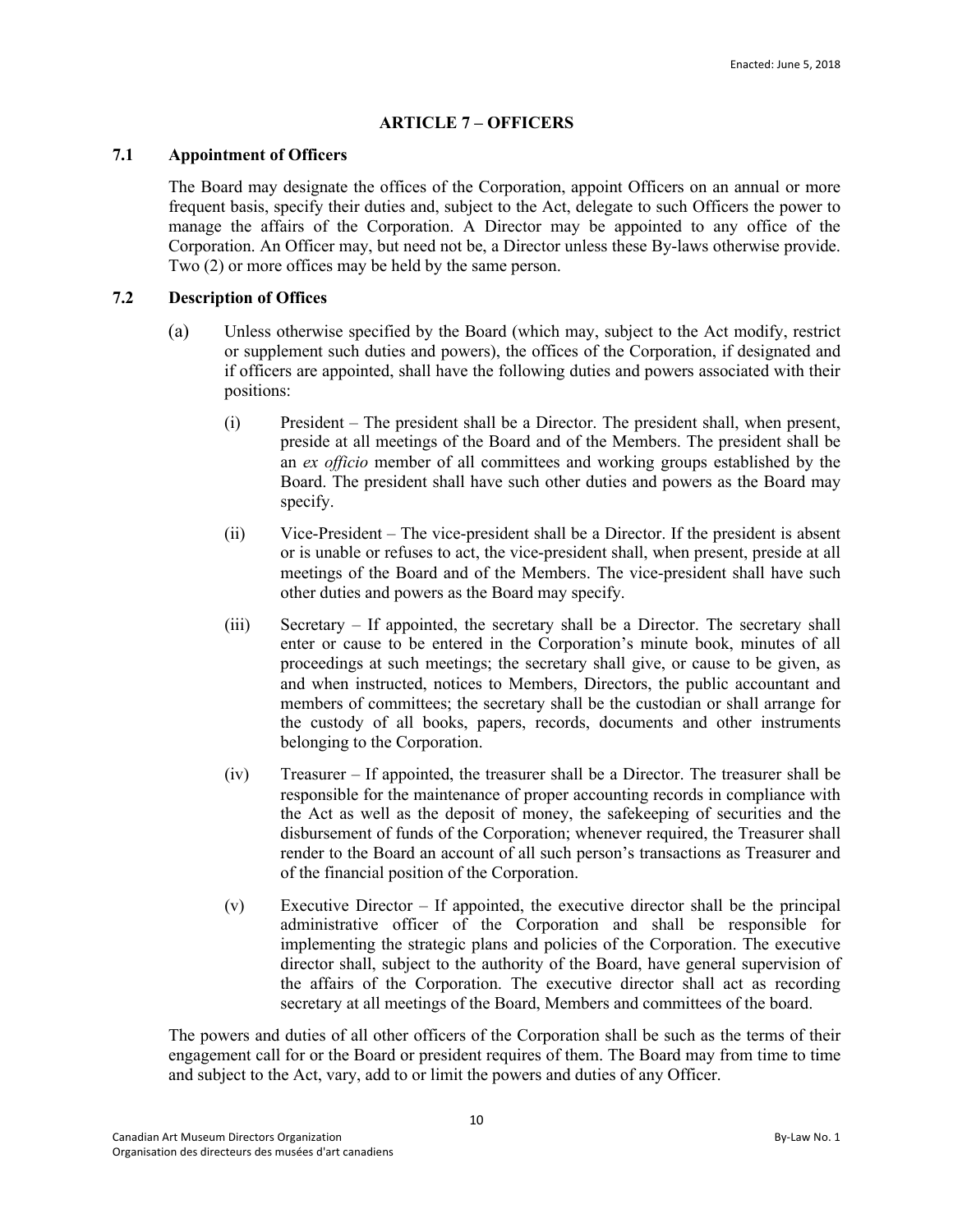## ARTICLE 7 – OFFICERS

### 7.1 Appointment of Officers

The Board may designate the offices of the Corporation, appoint Officers on an annual or more frequent basis, specify their duties and, subject to the Act, delegate to such Officers the power to manage the affairs of the Corporation. A Director may be appointed to any office of the Corporation. An Officer may, but need not be, a Director unless these By-laws otherwise provide. Two (2) or more offices may be held by the same person.

### 7.2 Description of Offices

(a) Unless otherwise specified by the Board (which may, subject to the Act modify, restrict or supplement such duties and powers), the offices of the Corporation, if designated and if officers are appointed, shall have the following duties and powers associated with their positions:

(i) President – The president shall be a Director. The president shall, when present, preside at all meetings of the Board and of the Members. The president shall be an *ex officio* member of all committees and working groups established by the Board. The president shall have such other duties and powers as the Board may specify.

(ii) Vice-President – The vice-president shall be a Director. If the president is absent or is unable or refuses to act, the vice-president shall, when present, preside at all meetings of the Board and of the Members. The vice-president shall have such other duties and powers as the Board may specify.

(iii) Secretary – If appointed, the secretary shall be a Director. The secretary shall enter or cause to be entered in the Corporation's minute book, minutes of all proceedings at such meetings; the secretary shall give, or cause to be given, as and when instructed, notices to Members, Directors, the public accountant and members of committees; the secretary shall be the custodian or shall arrange for the custody of all books, papers, records, documents and other instruments belonging to the Corporation.

(iv) Treasurer – If appointed, the treasurer shall be a Director. The treasurer shall be responsible for the maintenance of proper accounting records in compliance with the Act as well as the deposit of money, the safekeeping of securities and the disbursement of funds of the Corporation; whenever required, the Treasurer shall render to the Board an account of all such person's transactions as Treasurer and of the financial position of the Corporation.

(v) Executive Director – If appointed, the executive director shall be the principal administrative officer of the Corporation and shall be responsible for implementing the strategic plans and policies of the Corporation. The executive director shall, subject to the authority of the Board, have general supervision of the affairs of the Corporation. The executive director shall act as recording secretary at all meetings of the Board, Members and committees of the board.

The powers and duties of all other officers of the Corporation shall be such as the terms of their engagement call for or the Board or president requires of them. The Board may from time to time and subject to the Act, vary, add to or limit the powers and duties of any Officer.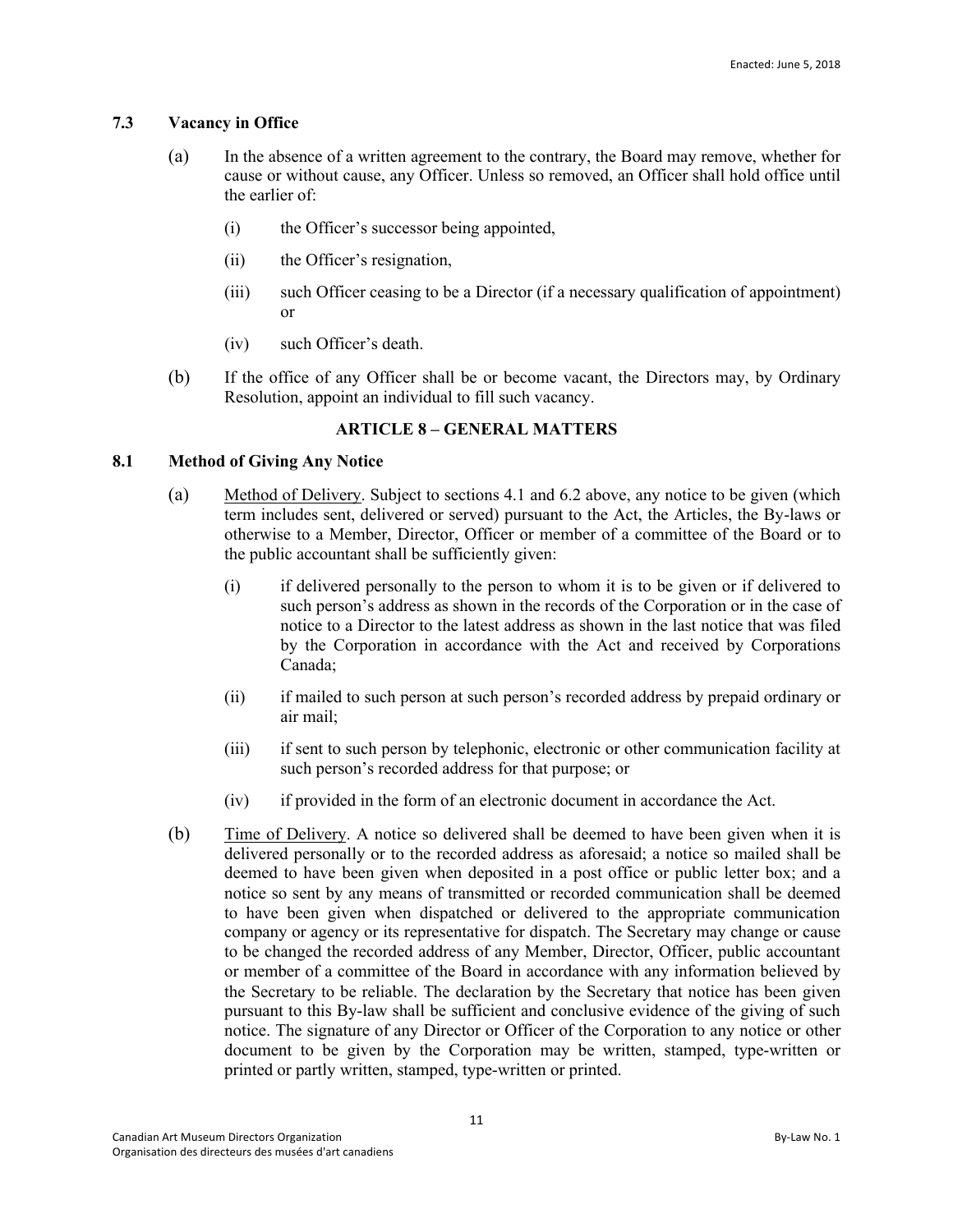### 7.3 Vacancy in Office

(a) In the absence of a written agreement to the contrary, the Board may remove, whether for cause or without cause, any Officer. Unless so removed, an Officer shall hold office until the earlier of:

(i) the Officer's successor being appointed,

(ii) the Officer's resignation,

(iii) such Officer ceasing to be a Director (if a necessary qualification of appointment) or

(iv) such Officer's death.

(b) If the office of any Officer shall be or become vacant, the Directors may, by Ordinary Resolution, appoint an individual to fill such vacancy.

## ARTICLE 8 – GENERAL MATTERS

### 8.1 Method of Giving Any Notice

(a) Method of Delivery. Subject to sections 4.1 and 6.2 above, any notice to be given (which term includes sent, delivered or served) pursuant to the Act, the Articles, the By-laws or otherwise to a Member, Director, Officer or member of a committee of the Board or to the public accountant shall be sufficiently given:

(i) if delivered personally to the person to whom it is to be given or if delivered to such person's address as shown in the records of the Corporation or in the case of notice to a Director to the latest address as shown in the last notice that was filed by the Corporation in accordance with the Act and received by Corporations Canada;

(ii) if mailed to such person at such person's recorded address by prepaid ordinary or air mail;

(iii) if sent to such person by telephonic, electronic or other communication facility at such person's recorded address for that purpose; or

(iv) if provided in the form of an electronic document in accordance the Act.

(b) Time of Delivery. A notice so delivered shall be deemed to have been given when it is delivered personally or to the recorded address as aforesaid; a notice so mailed shall be deemed to have been given when deposited in a post office or public letter box; and a notice so sent by any means of transmitted or recorded communication shall be deemed to have been given when dispatched or delivered to the appropriate communication company or agency or its representative for dispatch. The Secretary may change or cause to be changed the recorded address of any Member, Director, Officer, public accountant or member of a committee of the Board in accordance with any information believed by the Secretary to be reliable. The declaration by the Secretary that notice has been given pursuant to this By-law shall be sufficient and conclusive evidence of the giving of such notice. The signature of any Director or Officer of the Corporation to any notice or other document to be given by the Corporation may be written, stamped, type-written or printed or partly written, stamped, type-written or printed.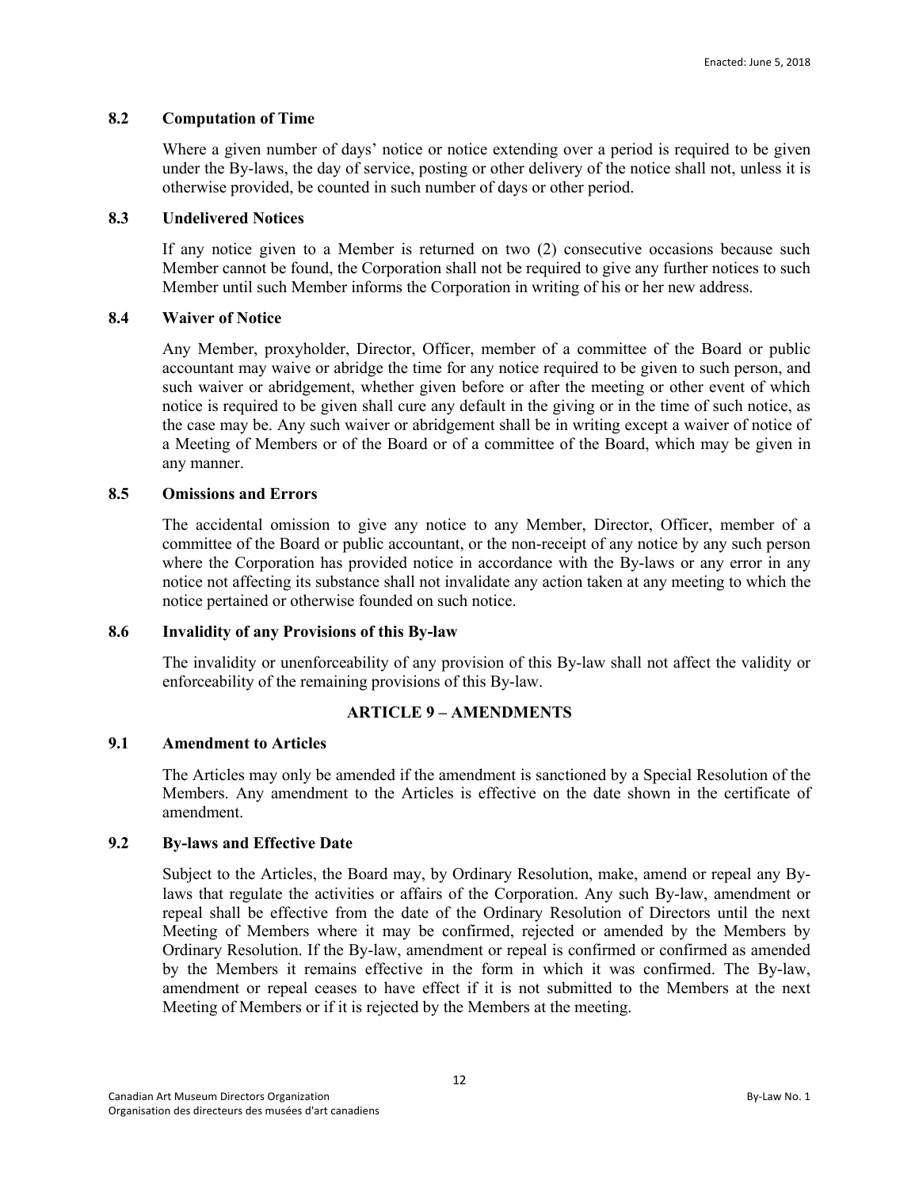### 8.2 Computation of Time

Where a given number of days' notice or notice extending over a period is required to be given under the By-laws, the day of service, posting or other delivery of the notice shall not, unless it is otherwise provided, be counted in such number of days or other period.

### 8.3 Undelivered Notices

If any notice given to a Member is returned on two (2) consecutive occasions because such Member cannot be found, the Corporation shall not be required to give any further notices to such Member until such Member informs the Corporation in writing of his or her new address.

### 8.4 Waiver of Notice

Any Member, proxyholder, Director, Officer, member of a committee of the Board or public accountant may waive or abridge the time for any notice required to be given to such person, and such waiver or abridgement, whether given before or after the meeting or other event of which notice is required to be given shall cure any default in the giving or in the time of such notice, as the case may be. Any such waiver or abridgement shall be in writing except a waiver of notice of a Meeting of Members or of the Board or of a committee of the Board, which may be given in any manner.

### 8.5 Omissions and Errors

The accidental omission to give any notice to any Member, Director, Officer, member of a committee of the Board or public accountant, or the non-receipt of any notice by any such person where the Corporation has provided notice in accordance with the By-laws or any error in any notice not affecting its substance shall not invalidate any action taken at any meeting to which the notice pertained or otherwise founded on such notice.

### 8.6 Invalidity of any Provisions of this By-law

The invalidity or unenforceability of any provision of this By-law shall not affect the validity or enforceability of the remaining provisions of this By-law.

## ARTICLE 9 – AMENDMENTS

### 9.1 Amendment to Articles

The Articles may only be amended if the amendment is sanctioned by a Special Resolution of the Members. Any amendment to the Articles is effective on the date shown in the certificate of amendment.

### 9.2 By-laws and Effective Date

Subject to the Articles, the Board may, by Ordinary Resolution, make, amend or repeal any By-laws that regulate the activities or affairs of the Corporation. Any such By-law, amendment or repeal shall be effective from the date of the Ordinary Resolution of Directors until the next Meeting of Members where it may be confirmed, rejected or amended by the Members by Ordinary Resolution. If the By-law, amendment or repeal is confirmed or confirmed as amended by the Members it remains effective in the form in which it was confirmed. The By-law, amendment or repeal ceases to have effect if it is not submitted to the Members at the next Meeting of Members or if it is rejected by the Members at the meeting.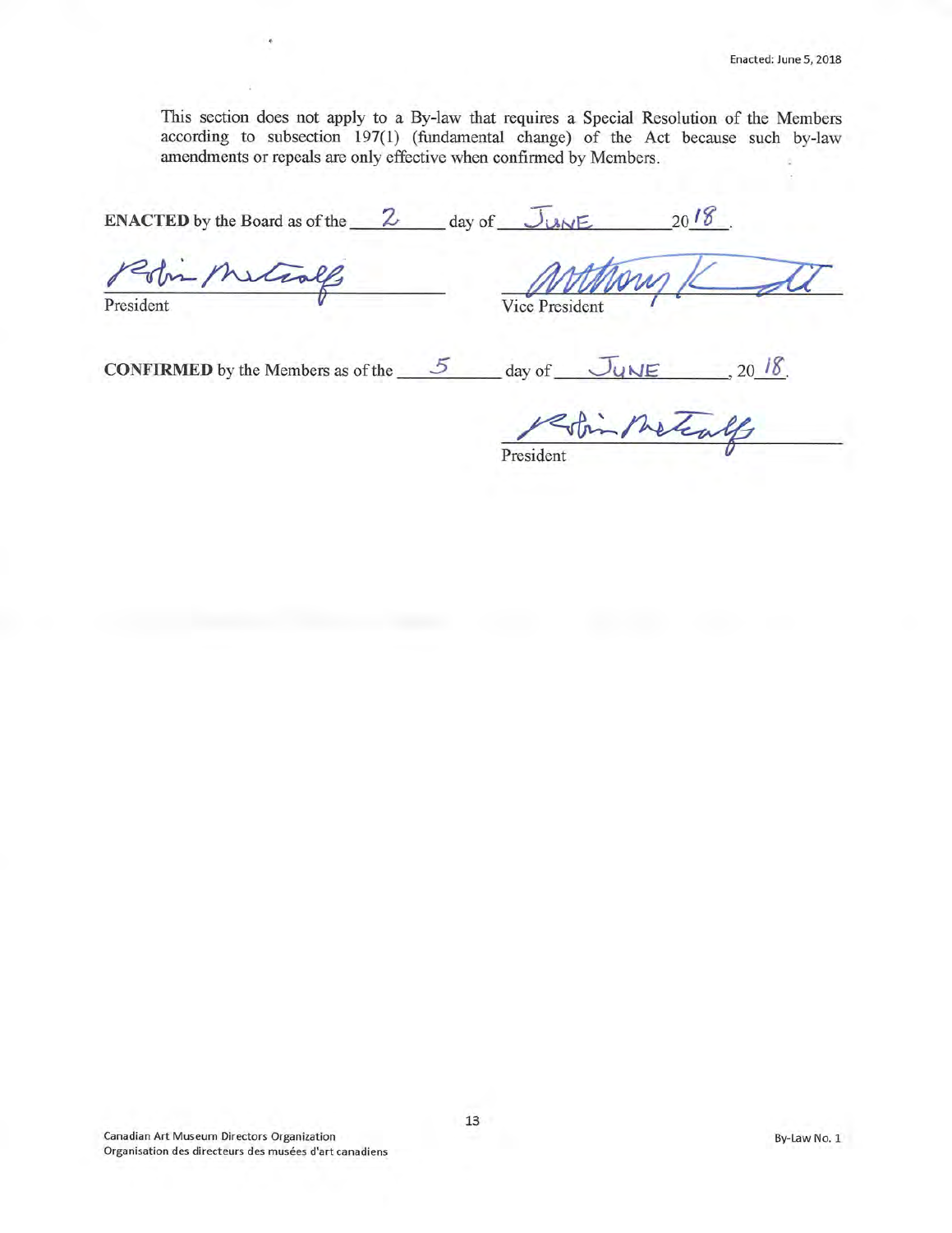This section does not apply to a By-law that requires a Special Resolution of the Members according to subsection 197(1) (fundamental change) of the Act because such by-law amendments or repeals are only effective when confirmed by Members.

**ENACTED** by the Board as of the 2 day of JUNE 2018.

President

Vice President

**CONFIRMED** by the Members as of the 5 day of JUNE, 2018.

President